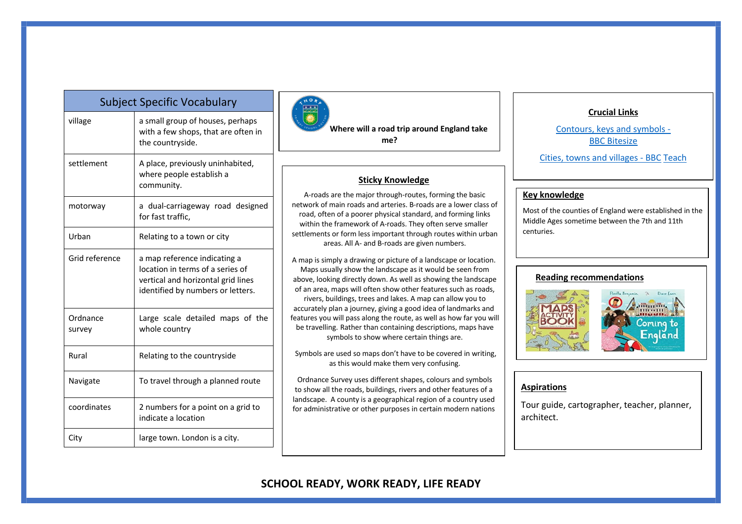## Subject Specific Vocabulary

| Term | Definition |
| --- | --- |
| village | a small group of houses, perhaps with a few shops, that are often in the countryside. |
| settlement | A place, previously uninhabited, where people establish a community. |
| motorway | a dual-carriageway road designed for fast traffic, |
| Urban | Relating to a town or city |
| Grid reference | a map reference indicating a location in terms of a series of vertical and horizontal grid lines identified by numbers or letters. |
| Ordnance survey | Large scale detailed maps of the whole country |
| Rural | Relating to the countryside |
| Navigate | To travel through a planned route |
| coordinates | 2 numbers for a point on a grid to indicate a location |
| City | large town. London is a city. |

**Where will a road trip around England take me?**

### Sticky Knowledge

A-roads are the major through-routes, forming the basic network of main roads and arteries. B-roads are a lower class of road, often of a poorer physical standard, and forming links within the framework of A-roads. They often serve smaller settlements or form less important through routes within urban areas. All A- and B-roads are given numbers.

A map is simply a drawing or picture of a landscape or location. Maps usually show the landscape as it would be seen from above, looking directly down. As well as showing the landscape of an area, maps will often show other features such as roads, rivers, buildings, trees and lakes. A map can allow you to accurately plan a journey, giving a good idea of landmarks and features you will pass along the route, as well as how far you will be travelling. Rather than containing descriptions, maps have symbols to show where certain things are.

Symbols are used so maps don't have to be covered in writing, as this would make them very confusing.

Ordnance Survey uses different shapes, colours and symbols to show all the roads, buildings, rivers and other features of a landscape. A county is a geographical region of a country used for administrative or other purposes in certain modern nations

### Crucial Links

Contours, keys and symbols - BBC Bitesize

Cities, towns and villages - BBC Teach

### Key knowledge

Most of the counties of England were established in the Middle Ages sometime between the 7th and 11th centuries.

### Reading recommendations

### Aspirations

Tour guide, cartographer, teacher, planner, architect.

**SCHOOL READY, WORK READY, LIFE READY**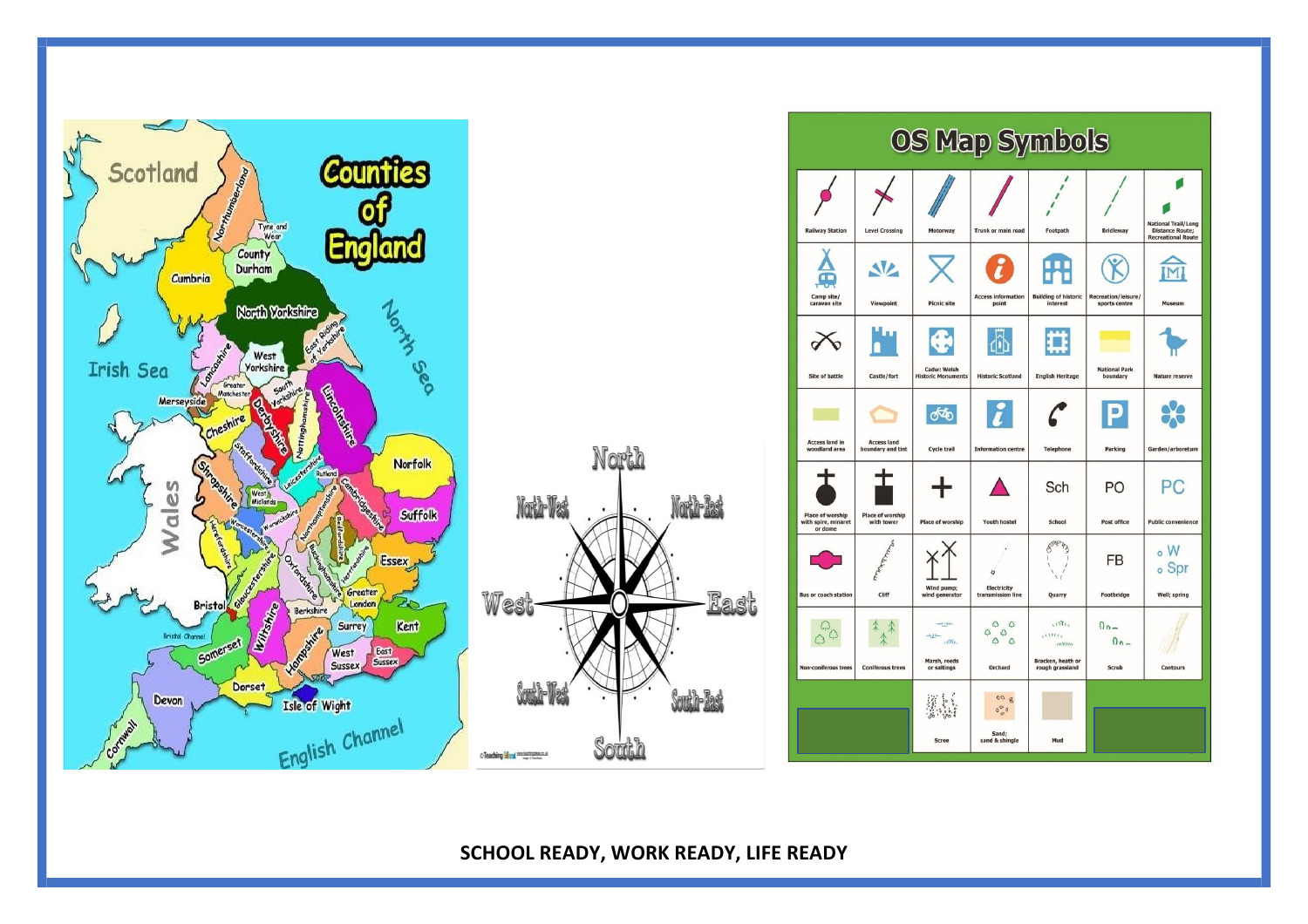# Counties of England

Scotland
Northumberland
Tyne and Wear
County Durham
Cumbria
North Yorkshire
East Riding of Yorkshire
North Sea
Irish Sea
Lancashire
West Yorkshire
Greater Manchester
South Yorkshire
Merseyside
Lincolnshire
Cheshire
Derbyshire
Nottinghamshire
Staffordshire
Leicestershire
Rutland
Norfolk
Wales
Shropshire
West Midlands
Cambridgeshire
Suffolk
Worcestershire
Warwickshire
Northamptonshire
Bedfordshire
Herefordshire
Gloucestershire
Oxfordshire
Buckinghamshire
Hertfordshire
Essex
Greater London
Bristol
Berkshire
Bristol Channel
Wiltshire
Surrey
Kent
Somerset
Hampshire
West Sussex
East Sussex
Dorset
Devon
Isle of Wight
Cornwall
English Channel

North
North-West
North-East
West
East
South-West
South-East
South

# OS Map Symbols

| | | | | | | |
|---|---|---|---|---|---|---|
| Railway Station | Level Crossing | Motorway | Trunk or main road | Footpath | Bridleway | National Trail/Long Distance Route; Recreational Route |
| Camp site/ caravan site | Viewpoint | Picnic site | Access information point | Building of historic interest | Recreation/leisure/ sports centre | Museum |
| Site of battle | Castle/fort | Cadw: Welsh Historic Monuments | Historic Scotland | English Heritage | National Park boundary | Nature reserve |
| Access land in woodland area | Access land boundary and tint | Cycle trail | Information centre | Telephone | Parking | Garden/arboretum |
| Place of worship with spire, minaret or dome | Place of worship with tower | Place of worship | Youth hostel | School (Sch) | Post office (PO) | Public convenience (PC) |
| Bus or coach station | Cliff | Wind pump; wind generator | Electricity transmission line | Quarry | Footbridge (FB) | Well; spring (W, Spr) |
| Non-coniferous trees | Coniferous trees | Marsh, reeds or saltings | Orchard | Bracken, heath or rough grassland | Scrub | Contours |
| | | Scree | Sand; sand & shingle | Mud | | |

**SCHOOL READY, WORK READY, LIFE READY**